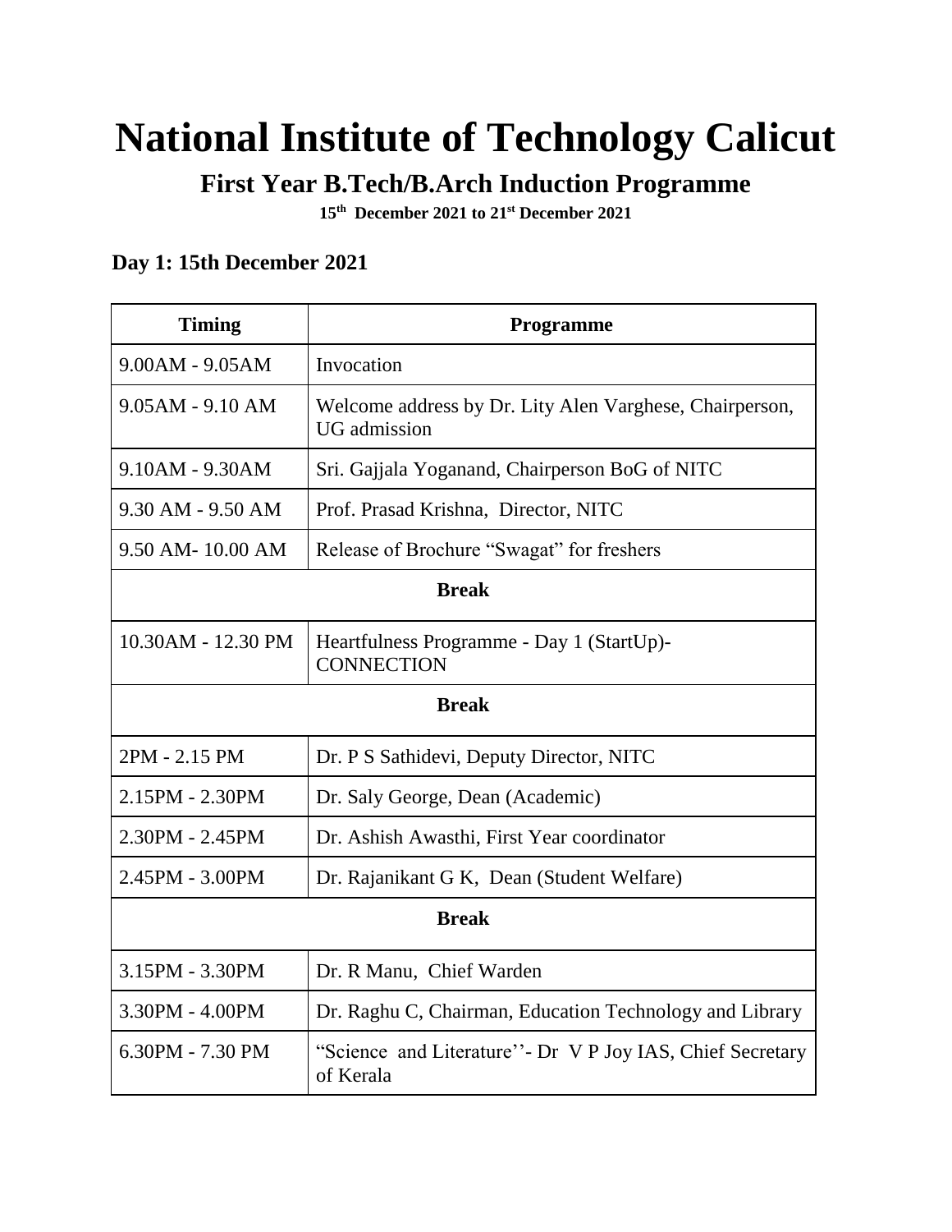# National Institute of Technology Calicut

## First Year B.Tech/B.Arch Induction Programme

**15th December 2021 to 21st December 2021**

### Day 1: 15th December 2021

| Timing | Programme |
|---|---|
| 9.00AM - 9.05AM | Invocation |
| 9.05AM - 9.10 AM | Welcome address by Dr. Lity Alen Varghese, Chairperson, UG admission |
| 9.10AM - 9.30AM | Sri. Gajjala Yoganand, Chairperson BoG of NITC |
| 9.30 AM - 9.50 AM | Prof. Prasad Krishna, Director, NITC |
| 9.50 AM- 10.00 AM | Release of Brochure "Swagat" for freshers |
| **Break** | |
| 10.30AM - 12.30 PM | Heartfulness Programme - Day 1 (StartUp)- CONNECTION |
| **Break** | |
| 2PM - 2.15 PM | Dr. P S Sathidevi, Deputy Director, NITC |
| 2.15PM - 2.30PM | Dr. Saly George, Dean (Academic) |
| 2.30PM - 2.45PM | Dr. Ashish Awasthi, First Year coordinator |
| 2.45PM - 3.00PM | Dr. Rajanikant G K, Dean (Student Welfare) |
| **Break** | |
| 3.15PM - 3.30PM | Dr. R Manu, Chief Warden |
| 3.30PM - 4.00PM | Dr. Raghu C, Chairman, Education Technology and Library |
| 6.30PM - 7.30 PM | "Science and Literature''- Dr V P Joy IAS, Chief Secretary of Kerala |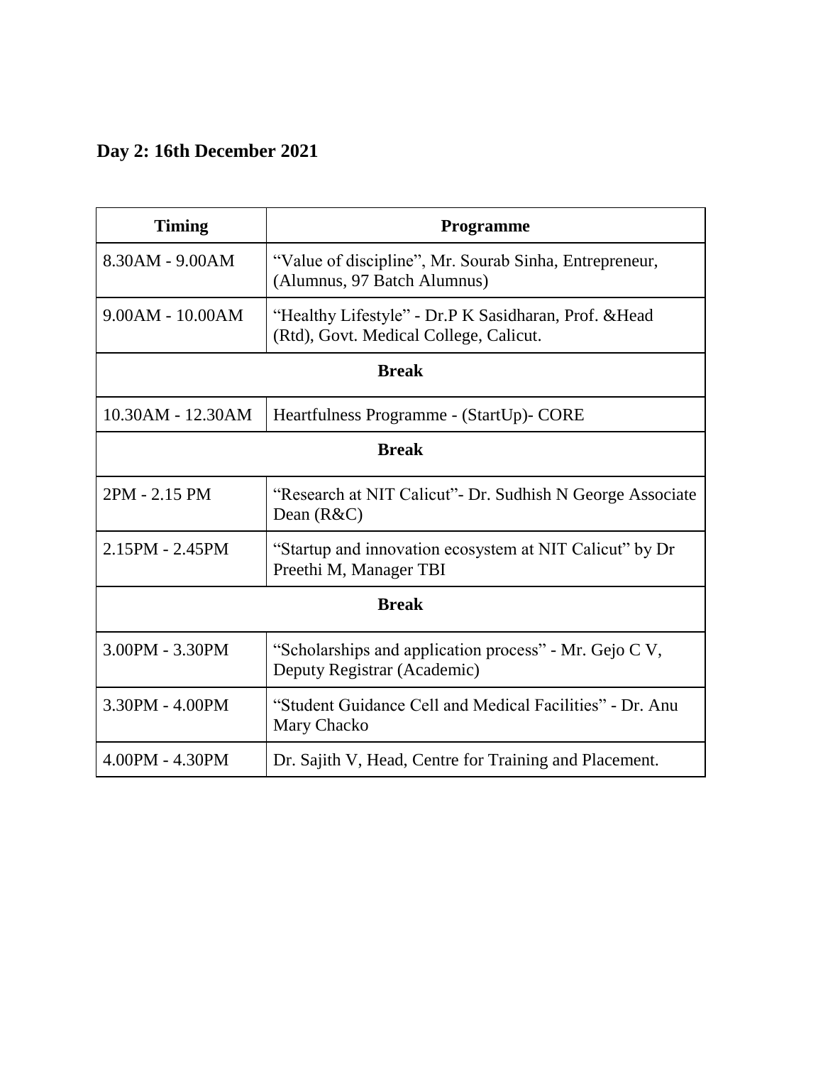## Day 2: 16th December 2021

| Timing | Programme |
|---|---|
| 8.30AM - 9.00AM | "Value of discipline", Mr. Sourab Sinha, Entrepreneur, (Alumnus, 97 Batch Alumnus) |
| 9.00AM - 10.00AM | "Healthy Lifestyle" - Dr.P K Sasidharan, Prof. &Head (Rtd), Govt. Medical College, Calicut. |
| **Break** | |
| 10.30AM - 12.30AM | Heartfulness Programme - (StartUp)- CORE |
| **Break** | |
| 2PM - 2.15 PM | "Research at NIT Calicut"- Dr. Sudhish N George Associate Dean (R&C) |
| 2.15PM - 2.45PM | "Startup and innovation ecosystem at NIT Calicut" by Dr Preethi M, Manager TBI |
| **Break** | |
| 3.00PM - 3.30PM | "Scholarships and application process" - Mr. Gejo C V, Deputy Registrar (Academic) |
| 3.30PM - 4.00PM | "Student Guidance Cell and Medical Facilities" - Dr. Anu Mary Chacko |
| 4.00PM - 4.30PM | Dr. Sajith V, Head, Centre for Training and Placement. |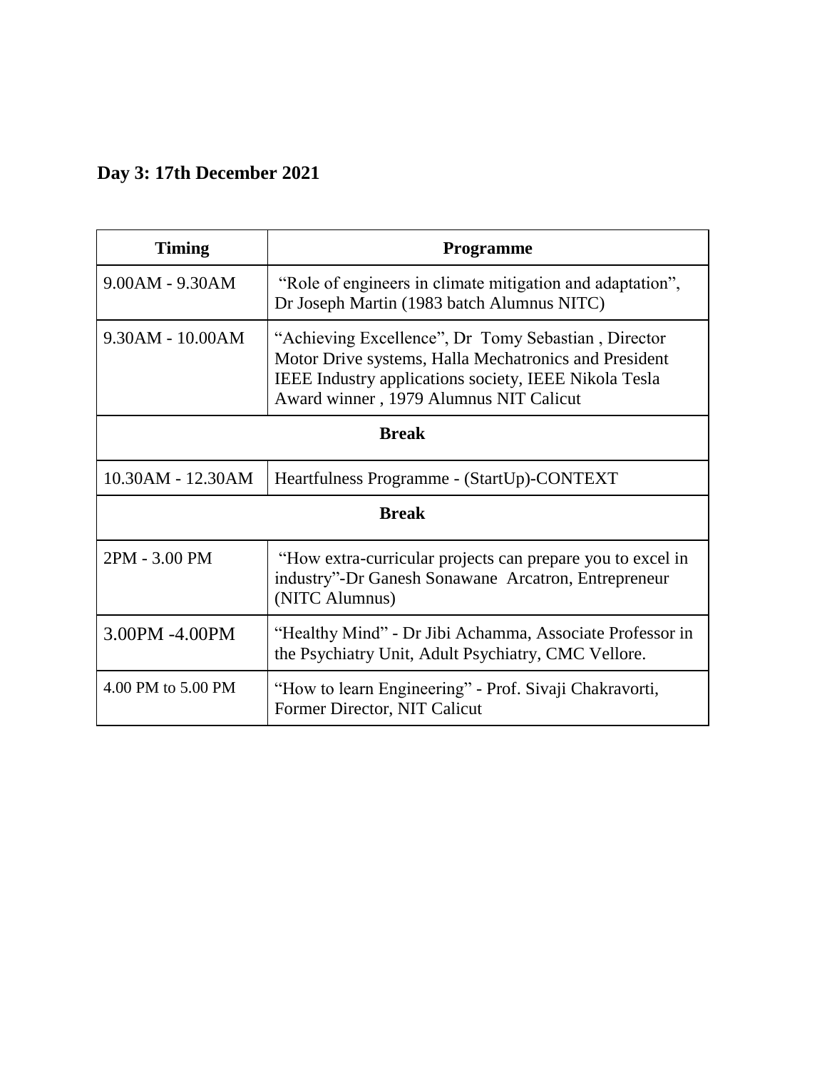**Day 3: 17th December 2021**

| Timing | Programme |
| --- | --- |
| 9.00AM - 9.30AM | "Role of engineers in climate mitigation and adaptation", Dr Joseph Martin (1983 batch Alumnus NITC) |
| 9.30AM - 10.00AM | "Achieving Excellence", Dr Tomy Sebastian , Director Motor Drive systems, Halla Mechatronics and President IEEE Industry applications society, IEEE Nikola Tesla Award winner , 1979 Alumnus NIT Calicut |
| **Break** | |
| 10.30AM - 12.30AM | Heartfulness Programme - (StartUp)-CONTEXT |
| **Break** | |
| 2PM - 3.00 PM | "How extra-curricular projects can prepare you to excel in industry"-Dr Ganesh Sonawane Arcatron, Entrepreneur (NITC Alumnus) |
| 3.00PM -4.00PM | "Healthy Mind" - Dr Jibi Achamma, Associate Professor in the Psychiatry Unit, Adult Psychiatry, CMC Vellore. |
| 4.00 PM to 5.00 PM | "How to learn Engineering" - Prof. Sivaji Chakravorti, Former Director, NIT Calicut |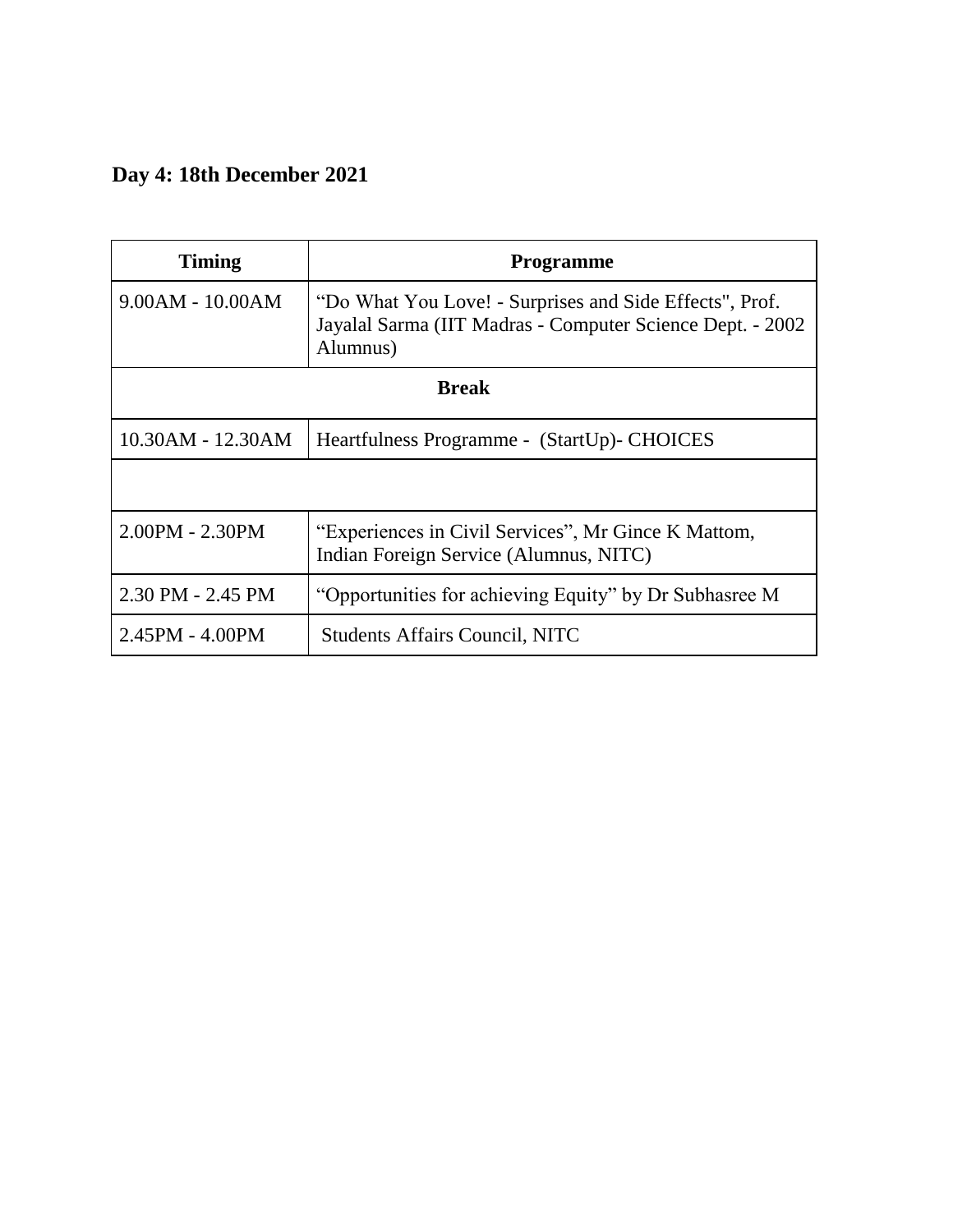## Day 4: 18th December 2021

| Timing | Programme |
| --- | --- |
| 9.00AM - 10.00AM | "Do What You Love! - Surprises and Side Effects", Prof. Jayalal Sarma (IIT Madras - Computer Science Dept. - 2002 Alumnus) |
| **Break** | |
| 10.30AM - 12.30AM | Heartfulness Programme - (StartUp)- CHOICES |
| | |
| 2.00PM - 2.30PM | "Experiences in Civil Services", Mr Gince K Mattom, Indian Foreign Service (Alumnus, NITC) |
| 2.30 PM - 2.45 PM | "Opportunities for achieving Equity" by Dr Subhasree M |
| 2.45PM - 4.00PM | Students Affairs Council, NITC |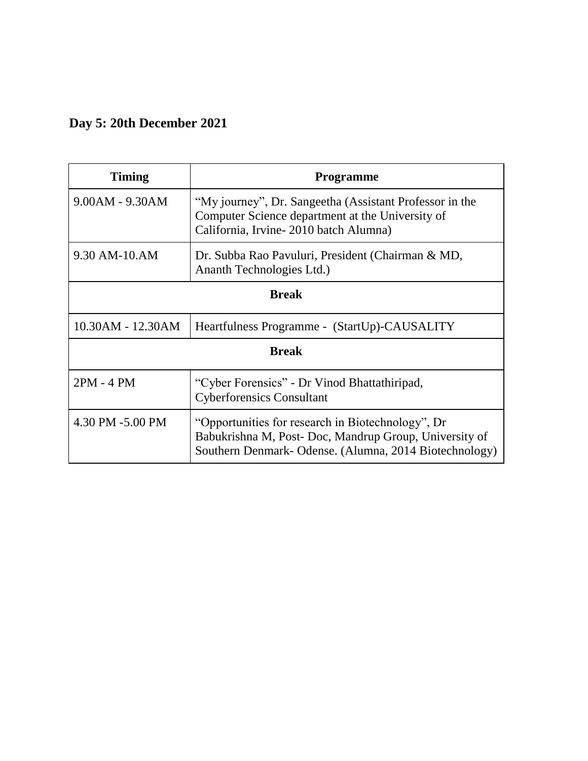**Day 5: 20th December 2021**

| Timing | Programme |
|---|---|
| 9.00AM - 9.30AM | "My journey", Dr. Sangeetha (Assistant Professor in the Computer Science department at the University of California, Irvine- 2010 batch Alumna) |
| 9.30 AM-10.AM | Dr. Subba Rao Pavuluri, President (Chairman & MD, Ananth Technologies Ltd.) |
| **Break** | |
| 10.30AM - 12.30AM | Heartfulness Programme - (StartUp)-CAUSALITY |
| **Break** | |
| 2PM - 4 PM | "Cyber Forensics" - Dr Vinod Bhattathiripad, Cyberforensics Consultant |
| 4.30 PM -5.00 PM | "Opportunities for research in Biotechnology", Dr Babukrishna M, Post- Doc, Mandrup Group, University of Southern Denmark- Odense. (Alumna, 2014 Biotechnology) |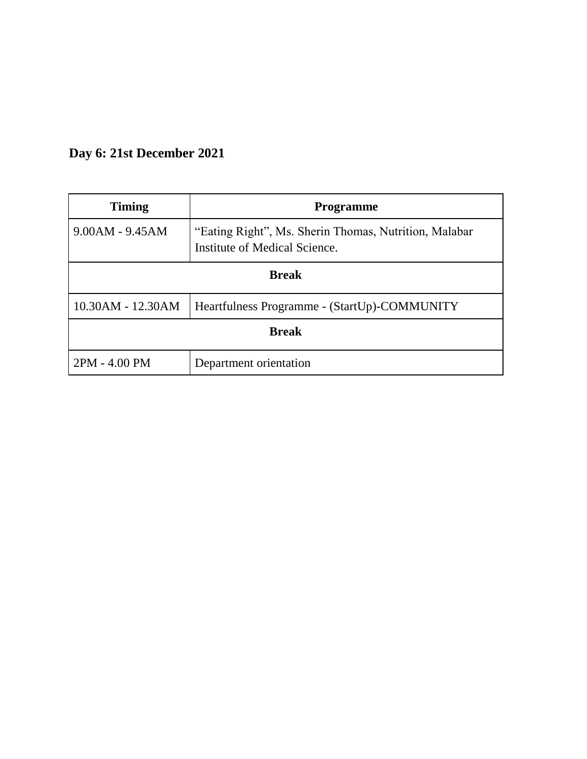**Day 6: 21st December 2021**

| Timing | Programme |
|---|---|
| 9.00AM - 9.45AM | "Eating Right", Ms. Sherin Thomas, Nutrition, Malabar Institute of Medical Science. |
| **Break** | |
| 10.30AM - 12.30AM | Heartfulness Programme - (StartUp)-COMMUNITY |
| **Break** | |
| 2PM - 4.00 PM | Department orientation |